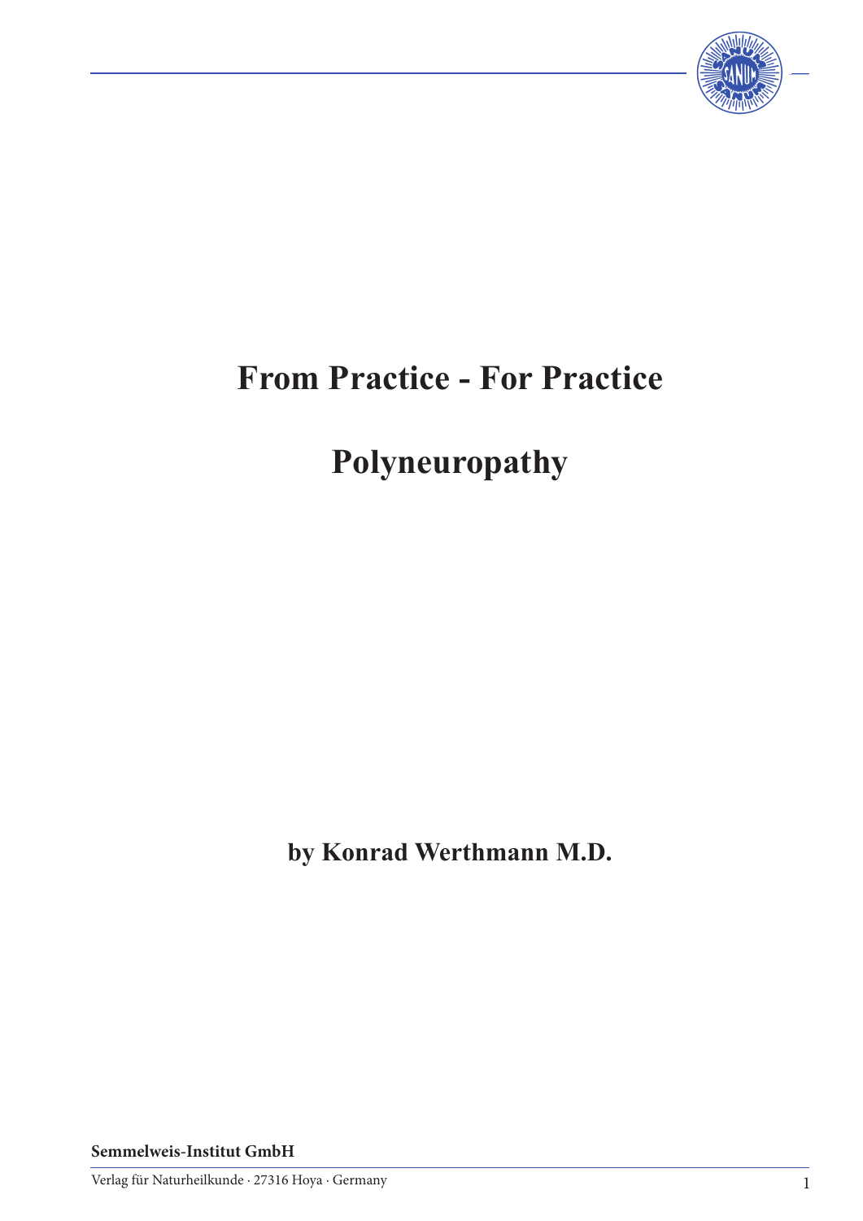# From Practice - For Practice

# Polyneuropathy

**by Konrad Werthmann M.D.**

**Semmelweis-Institut GmbH**

Verlag für Naturheilkunde · 27316 Hoya · Germany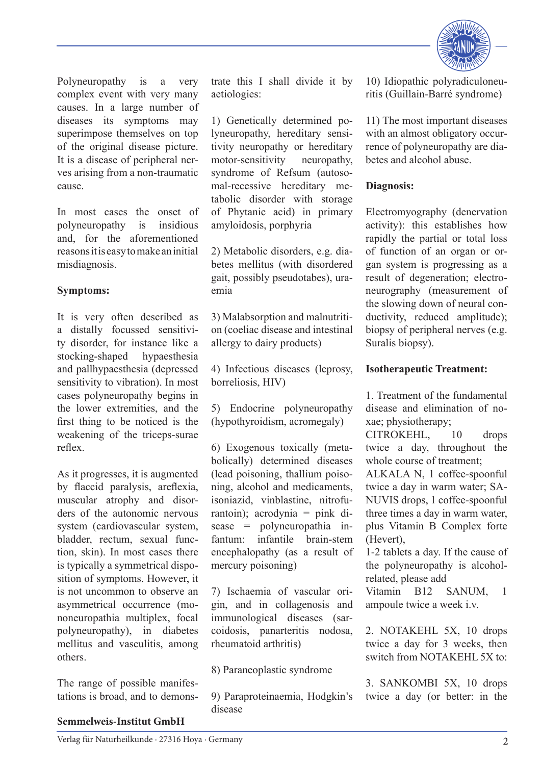Polyneuropathy is a very complex event with very many causes. In a large number of diseases its symptoms may superimpose themselves on top of the original disease picture. It is a disease of peripheral nerves arising from a non-traumatic cause.

In most cases the onset of polyneuropathy is insidious and, for the aforementioned reasons it is easy to make an initial misdiagnosis.

**Symptoms:**

It is very often described as a distally focussed sensitivity disorder, for instance like a stocking-shaped hypaesthesia and pallhypaesthesia (depressed sensitivity to vibration). In most cases polyneuropathy begins in the lower extremities, and the first thing to be noticed is the weakening of the triceps-surae reflex.

As it progresses, it is augmented by flaccid paralysis, areflexia, muscular atrophy and disorders of the autonomic nervous system (cardiovascular system, bladder, rectum, sexual function, skin). In most cases there is typically a symmetrical disposition of symptoms. However, it is not uncommon to observe an asymmetrical occurrence (mononeuropathia multiplex, focal polyneuropathy), in diabetes mellitus and vasculitis, among others.

The range of possible manifestations is broad, and to demonstrate this I shall divide it by aetiologies:

1) Genetically determined polyneuropathy, hereditary sensitivity neuropathy or hereditary motor-sensitivity neuropathy, syndrome of Refsum (autosomal-recessive hereditary metabolic disorder with storage of Phytanic acid) in primary amyloidosis, porphyria

2) Metabolic disorders, e.g. diabetes mellitus (with disordered gait, possibly pseudotabes), uraemia

3) Malabsorption and malnutrition (coeliac disease and intestinal allergy to dairy products)

4) Infectious diseases (leprosy, borreliosis, HIV)

5) Endocrine polyneuropathy (hypothyroidism, acromegaly)

6) Exogenous toxically (metabolically) determined diseases (lead poisoning, thallium poisoning, alcohol and medicaments, isoniazid, vinblastine, nitrofurantoin); acrodynia = pink disease = polyneuropathia infantum: infantile brain-stem encephalopathy (as a result of mercury poisoning)

7) Ischaemia of vascular origin, and in collagenosis and immunological diseases (sarcoidosis, panarteritis nodosa, rheumatoid arthritis)

8) Paraneoplastic syndrome

9) Paraproteinaemia, Hodgkin's disease

10) Idiopathic polyradiculoneuritis (Guillain-Barré syndrome)

11) The most important diseases with an almost obligatory occurrence of polyneuropathy are diabetes and alcohol abuse.

**Diagnosis:**

Electromyography (denervation activity): this establishes how rapidly the partial or total loss of function of an organ or organ system is progressing as a result of degeneration; electroneurography (measurement of the slowing down of neural conductivity, reduced amplitude); biopsy of peripheral nerves (e.g. Suralis biopsy).

**Isotherapeutic Treatment:**

1. Treatment of the fundamental disease and elimination of noxae; physiotherapy;
CITROKEHL, 10 drops twice a day, throughout the whole course of treatment;
ALKALA N, 1 coffee-spoonful twice a day in warm water; SANUVIS drops, 1 coffee-spoonful three times a day in warm water, plus Vitamin B Complex forte (Hevert),
1-2 tablets a day. If the cause of the polyneuropathy is alcohol-related, please add
Vitamin B12 SANUM, 1 ampoule twice a week i.v.

2. NOTAKEHL 5X, 10 drops twice a day for 3 weeks, then switch from NOTAKEHL 5X to:

3. SANKOMBI 5X, 10 drops twice a day (or better: in the

**Semmelweis-Institut GmbH**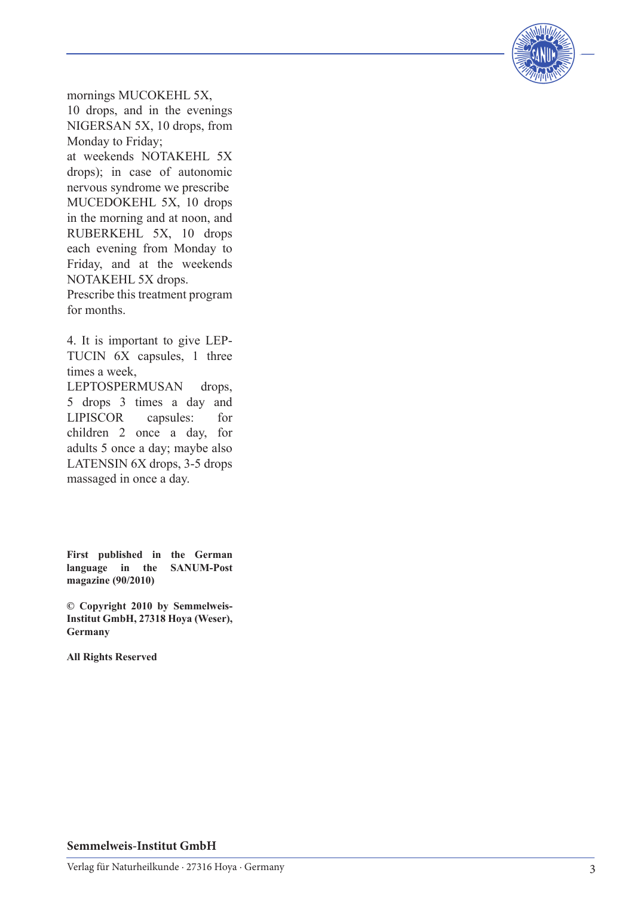mornings MUCOKEHL 5X, 10 drops, and in the evenings NIGERSAN 5X, 10 drops, from Monday to Friday;
at weekends NOTAKEHL 5X drops); in case of autonomic nervous syndrome we prescribe MUCEDOKEHL 5X, 10 drops in the morning and at noon, and RUBERKEHL 5X, 10 drops each evening from Monday to Friday, and at the weekends NOTAKEHL 5X drops.
Prescribe this treatment program for months.

4. It is important to give LEPTUCIN 6X capsules, 1 three times a week,
LEPTOSPERMUSAN drops, 5 drops 3 times a day and LIPISCOR capsules: for children 2 once a day, for adults 5 once a day; maybe also LATENSIN 6X drops, 3-5 drops massaged in once a day.

**First published in the German language in the SANUM-Post magazine (90/2010)**

**© Copyright 2010 by Semmelweis-Institut GmbH, 27318 Hoya (Weser), Germany**

**All Rights Reserved**

**Semmelweis-Institut GmbH**

Verlag für Naturheilkunde · 27316 Hoya · Germany